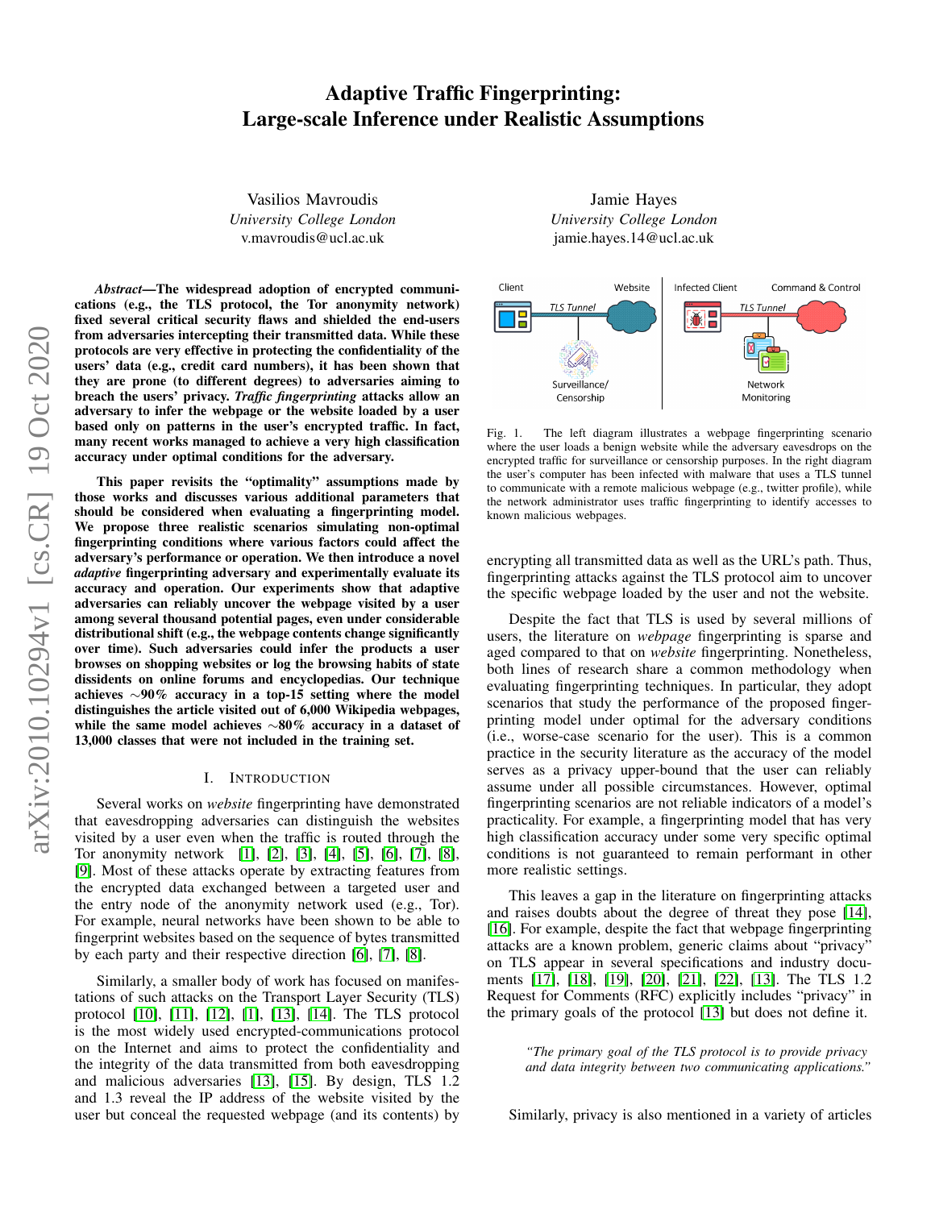# Adaptive Traffic Fingerprinting: Large-scale Inference under Realistic Assumptions

Vasilios Mavroudis
*University College London*
v.mavroudis@ucl.ac.uk

Jamie Hayes
*University College London*
jamie.hayes.14@ucl.ac.uk

***Abstract*—The widespread adoption of encrypted communications (e.g., the TLS protocol, the Tor anonymity network) fixed several critical security flaws and shielded the end-users from adversaries intercepting their transmitted data. While these protocols are very effective in protecting the confidentiality of the users' data (e.g., credit card numbers), it has been shown that they are prone (to different degrees) to adversaries aiming to breach the users' privacy. *Traffic fingerprinting* attacks allow an adversary to infer the webpage or the website loaded by a user based only on patterns in the user's encrypted traffic. In fact, many recent works managed to achieve a very high classification accuracy under optimal conditions for the adversary.**

**This paper revisits the "optimality" assumptions made by those works and discusses various additional parameters that should be considered when evaluating a fingerprinting model. We propose three realistic scenarios simulating non-optimal fingerprinting conditions where various factors could affect the adversary's performance or operation. We then introduce a novel *adaptive* fingerprinting adversary and experimentally evaluate its accuracy and operation. Our experiments show that adaptive adversaries can reliably uncover the webpage visited by a user among several thousand potential pages, even under considerable distributional shift (e.g., the webpage contents change significantly over time). Such adversaries could infer the products a user browses on shopping websites or log the browsing habits of state dissidents on online forums and encyclopedias. Our technique achieves ∼90% accuracy in a top-15 setting where the model distinguishes the article visited out of 6,000 Wikipedia webpages, while the same model achieves ∼80% accuracy in a dataset of 13,000 classes that were not included in the training set.**

## I. Introduction

Several works on *website* fingerprinting have demonstrated that eavesdropping adversaries can distinguish the websites visited by a user even when the traffic is routed through the Tor anonymity network [1], [2], [3], [4], [5], [6], [7], [8], [9]. Most of these attacks operate by extracting features from the encrypted data exchanged between a targeted user and the entry node of the anonymity network used (e.g., Tor). For example, neural networks have been shown to be able to fingerprint websites based on the sequence of bytes transmitted by each party and their respective direction [6], [7], [8].

Similarly, a smaller body of work has focused on manifestations of such attacks on the Transport Layer Security (TLS) protocol [10], [11], [12], [1], [13], [14]. The TLS protocol is the most widely used encrypted-communications protocol on the Internet and aims to protect the confidentiality and the integrity of the data transmitted from both eavesdropping and malicious adversaries [13], [15]. By design, TLS 1.2 and 1.3 reveal the IP address of the website visited by the user but conceal the requested webpage (and its contents) by encrypting all transmitted data as well as the URL's path. Thus, fingerprinting attacks against the TLS protocol aim to uncover the specific webpage loaded by the user and not the website.

Fig. 1. The left diagram illustrates a webpage fingerprinting scenario where the user loads a benign website while the adversary eavesdrops on the encrypted traffic for surveillance or censorship purposes. In the right diagram the user's computer has been infected with malware that uses a TLS tunnel to communicate with a remote malicious webpage (e.g., twitter profile), while the network administrator uses traffic fingerprinting to identify accesses to known malicious webpages.

Despite the fact that TLS is used by several millions of users, the literature on *webpage* fingerprinting is sparse and aged compared to that on *website* fingerprinting. Nonetheless, both lines of research share a common methodology when evaluating fingerprinting techniques. In particular, they adopt scenarios that study the performance of the proposed fingerprinting model under optimal for the adversary conditions (i.e., worse-case scenario for the user). This is a common practice in the security literature as the accuracy of the model serves as a privacy upper-bound that the user can reliably assume under all possible circumstances. However, optimal fingerprinting scenarios are not reliable indicators of a model's practicality. For example, a fingerprinting model that has very high classification accuracy under some very specific optimal conditions is not guaranteed to remain performant in other more realistic settings.

This leaves a gap in the literature on fingerprinting attacks and raises doubts about the degree of threat they pose [14], [16]. For example, despite the fact that webpage fingerprinting attacks are a known problem, generic claims about "privacy" on TLS appear in several specifications and industry documents [17], [18], [19], [20], [21], [22], [13]. The TLS 1.2 Request for Comments (RFC) explicitly includes "privacy" in the primary goals of the protocol [13] but does not define it.

> *"The primary goal of the TLS protocol is to provide privacy and data integrity between two communicating applications."*

Similarly, privacy is also mentioned in a variety of articles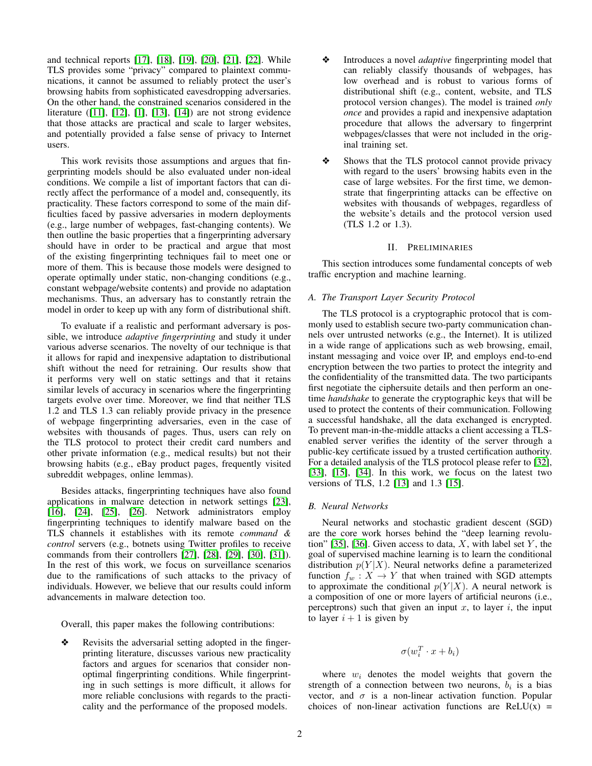and technical reports [17], [18], [19], [20], [21], [22]. While TLS provides some "privacy" compared to plaintext communications, it cannot be assumed to reliably protect the user's browsing habits from sophisticated eavesdropping adversaries. On the other hand, the constrained scenarios considered in the literature ([11], [12], [1], [13], [14]) are not strong evidence that those attacks are practical and scale to larger websites, and potentially provided a false sense of privacy to Internet users.

This work revisits those assumptions and argues that fingerprinting models should be also evaluated under non-ideal conditions. We compile a list of important factors that can directly affect the performance of a model and, consequently, its practicality. These factors correspond to some of the main difficulties faced by passive adversaries in modern deployments (e.g., large number of webpages, fast-changing contents). We then outline the basic properties that a fingerprinting adversary should have in order to be practical and argue that most of the existing fingerprinting techniques fail to meet one or more of them. This is because those models were designed to operate optimally under static, non-changing conditions (e.g., constant webpage/website contents) and provide no adaptation mechanisms. Thus, an adversary has to constantly retrain the model in order to keep up with any form of distributional shift.

To evaluate if a realistic and performant adversary is possible, we introduce *adaptive fingerprinting* and study it under various adverse scenarios. The novelty of our technique is that it allows for rapid and inexpensive adaptation to distributional shift without the need for retraining. Our results show that it performs very well on static settings and that it retains similar levels of accuracy in scenarios where the fingerprinting targets evolve over time. Moreover, we find that neither TLS 1.2 and TLS 1.3 can reliably provide privacy in the presence of webpage fingerprinting adversaries, even in the case of websites with thousands of pages. Thus, users can rely on the TLS protocol to protect their credit card numbers and other private information (e.g., medical results) but not their browsing habits (e.g., eBay product pages, frequently visited subreddit webpages, online lemmas).

Besides attacks, fingerprinting techniques have also found applications in malware detection in network settings [23], [16], [24], [25], [26]. Network administrators employ fingerprinting techniques to identify malware based on the TLS channels it establishes with its remote *command & control* servers (e.g., botnets using Twitter profiles to receive commands from their controllers [27], [28], [29], [30], [31]). In the rest of this work, we focus on surveillance scenarios due to the ramifications of such attacks to the privacy of individuals. However, we believe that our results could inform advancements in malware detection too.

Overall, this paper makes the following contributions:

- Revisits the adversarial setting adopted in the fingerprinting literature, discusses various new practicality factors and argues for scenarios that consider non-optimal fingerprinting conditions. While fingerprinting in such settings is more difficult, it allows for more reliable conclusions with regards to the practicality and the performance of the proposed models.
- Introduces a novel *adaptive* fingerprinting model that can reliably classify thousands of webpages, has low overhead and is robust to various forms of distributional shift (e.g., content, website, and TLS protocol version changes). The model is trained *only once* and provides a rapid and inexpensive adaptation procedure that allows the adversary to fingerprint webpages/classes that were not included in the original training set.
- Shows that the TLS protocol cannot provide privacy with regard to the users' browsing habits even in the case of large websites. For the first time, we demonstrate that fingerprinting attacks can be effective on websites with thousands of webpages, regardless of the website's details and the protocol version used (TLS 1.2 or 1.3).

## II. Preliminaries

This section introduces some fundamental concepts of web traffic encryption and machine learning.

### A. The Transport Layer Security Protocol

The TLS protocol is a cryptographic protocol that is commonly used to establish secure two-party communication channels over untrusted networks (e.g., the Internet). It is utilized in a wide range of applications such as web browsing, email, instant messaging and voice over IP, and employs end-to-end encryption between the two parties to protect the integrity and the confidentiality of the transmitted data. The two participants first negotiate the ciphersuite details and then perform an one-time *handshake* to generate the cryptographic keys that will be used to protect the contents of their communication. Following a successful handshake, all the data exchanged is encrypted. To prevent man-in-the-middle attacks a client accessing a TLS-enabled server verifies the identity of the server through a public-key certificate issued by a trusted certification authority. For a detailed analysis of the TLS protocol please refer to [32], [33], [15], [34]. In this work, we focus on the latest two versions of TLS, 1.2 [13] and 1.3 [15].

### B. Neural Networks

Neural networks and stochastic gradient descent (SGD) are the core work horses behind the "deep learning revolution" [35], [36]. Given access to data, $X$, with label set $Y$, the goal of supervised machine learning is to learn the conditional distribution $p(Y|X)$. Neural networks define a parameterized function $f_w : X \to Y$ that when trained with SGD attempts to approximate the conditional $p(Y|X)$. A neural network is a composition of one or more layers of artificial neurons (i.e., perceptrons) such that given an input $x$, to layer $i$, the input to layer $i+1$ is given by

$$\sigma(w_i^T \cdot x + b_i)$$

where $w_i$ denotes the model weights that govern the strength of a connection between two neurons, $b_i$ is a bias vector, and $\sigma$ is a non-linear activation function. Popular choices of non-linear activation functions are ReLU(x) =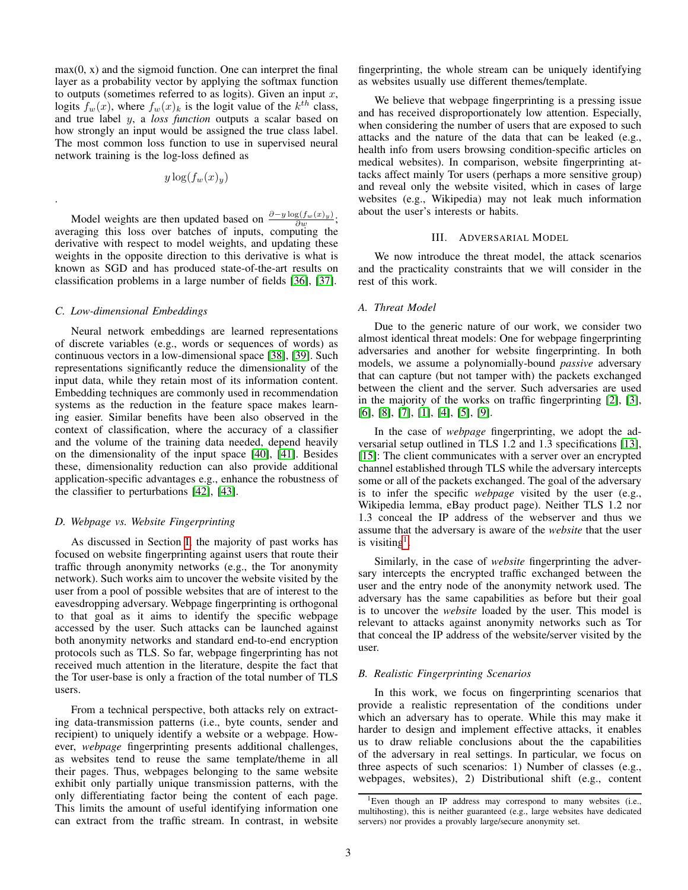max(0, x) and the sigmoid function. One can interpret the final layer as a probability vector by applying the softmax function to outputs (sometimes referred to as logits). Given an input $x$, logits $f_w(x)$, where $f_w(x)_k$ is the logit value of the $k^{th}$ class, and true label $y$, a *loss function* outputs a scalar based on how strongly an input would be assigned the true class label. The most common loss function to use in supervised neural network training is the log-loss defined as

$$y \log(f_w(x)_y)$$

.

Model weights are then updated based on $\frac{\partial -y \log(f_w(x)_y)}{\partial w}$; averaging this loss over batches of inputs, computing the derivative with respect to model weights, and updating these weights in the opposite direction to this derivative is what is known as SGD and has produced state-of-the-art results on classification problems in a large number of fields [36], [37].

### C. Low-dimensional Embeddings

Neural network embeddings are learned representations of discrete variables (e.g., words or sequences of words) as continuous vectors in a low-dimensional space [38], [39]. Such representations significantly reduce the dimensionality of the input data, while they retain most of its information content. Embedding techniques are commonly used in recommendation systems as the reduction in the feature space makes learning easier. Similar benefits have been also observed in the context of classification, where the accuracy of a classifier and the volume of the training data needed, depend heavily on the dimensionality of the input space [40], [41]. Besides these, dimensionality reduction can also provide additional application-specific advantages e.g., enhance the robustness of the classifier to perturbations [42], [43].

### D. Webpage vs. Website Fingerprinting

As discussed in Section I, the majority of past works has focused on website fingerprinting against users that route their traffic through anonymity networks (e.g., the Tor anonymity network). Such works aim to uncover the website visited by the user from a pool of possible websites that are of interest to the eavesdropping adversary. Webpage fingerprinting is orthogonal to that goal as it aims to identify the specific webpage accessed by the user. Such attacks can be launched against both anonymity networks and standard end-to-end encryption protocols such as TLS. So far, webpage fingerprinting has not received much attention in the literature, despite the fact that the Tor user-base is only a fraction of the total number of TLS users.

From a technical perspective, both attacks rely on extracting data-transmission patterns (i.e., byte counts, sender and recipient) to uniquely identify a website or a webpage. However, *webpage* fingerprinting presents additional challenges, as websites tend to reuse the same template/theme in all their pages. Thus, webpages belonging to the same website exhibit only partially unique transmission patterns, with the only differentiating factor being the content of each page. This limits the amount of useful identifying information one can extract from the traffic stream. In contrast, in website fingerprinting, the whole stream can be uniquely identifying as websites usually use different themes/template.

We believe that webpage fingerprinting is a pressing issue and has received disproportionately low attention. Especially, when considering the number of users that are exposed to such attacks and the nature of the data that can be leaked (e.g., health info from users browsing condition-specific articles on medical websites). In comparison, website fingerprinting attacks affect mainly Tor users (perhaps a more sensitive group) and reveal only the website visited, which in cases of large websites (e.g., Wikipedia) may not leak much information about the user's interests or habits.

## III. Adversarial Model

We now introduce the threat model, the attack scenarios and the practicality constraints that we will consider in the rest of this work.

### A. Threat Model

Due to the generic nature of our work, we consider two almost identical threat models: One for webpage fingerprinting adversaries and another for website fingerprinting. In both models, we assume a polynomially-bound *passive* adversary that can capture (but not tamper with) the packets exchanged between the client and the server. Such adversaries are used in the majority of the works on traffic fingerprinting [2], [3], [6], [8], [7], [1], [4], [5], [9].

In the case of *webpage* fingerprinting, we adopt the adversarial setup outlined in TLS 1.2 and 1.3 specifications [13], [15]: The client communicates with a server over an encrypted channel established through TLS while the adversary intercepts some or all of the packets exchanged. The goal of the adversary is to infer the specific *webpage* visited by the user (e.g., Wikipedia lemma, eBay product page). Neither TLS 1.2 nor 1.3 conceal the IP address of the webserver and thus we assume that the adversary is aware of the *website* that the user is visiting[1].

Similarly, in the case of *website* fingerprinting the adversary intercepts the encrypted traffic exchanged between the user and the entry node of the anonymity network used. The adversary has the same capabilities as before but their goal is to uncover the *website* loaded by the user. This model is relevant to attacks against anonymity networks such as Tor that conceal the IP address of the website/server visited by the user.

### B. Realistic Fingerprinting Scenarios

In this work, we focus on fingerprinting scenarios that provide a realistic representation of the conditions under which an adversary has to operate. While this may make it harder to design and implement effective attacks, it enables us to draw reliable conclusions about the the capabilities of the adversary in real settings. In particular, we focus on three aspects of such scenarios: 1) Number of classes (e.g., webpages, websites), 2) Distributional shift (e.g., content

[1] Even though an IP address may correspond to many websites (i.e., multihosting), this is neither guaranteed (e.g., large websites have dedicated servers) nor provides a provably large/secure anonymity set.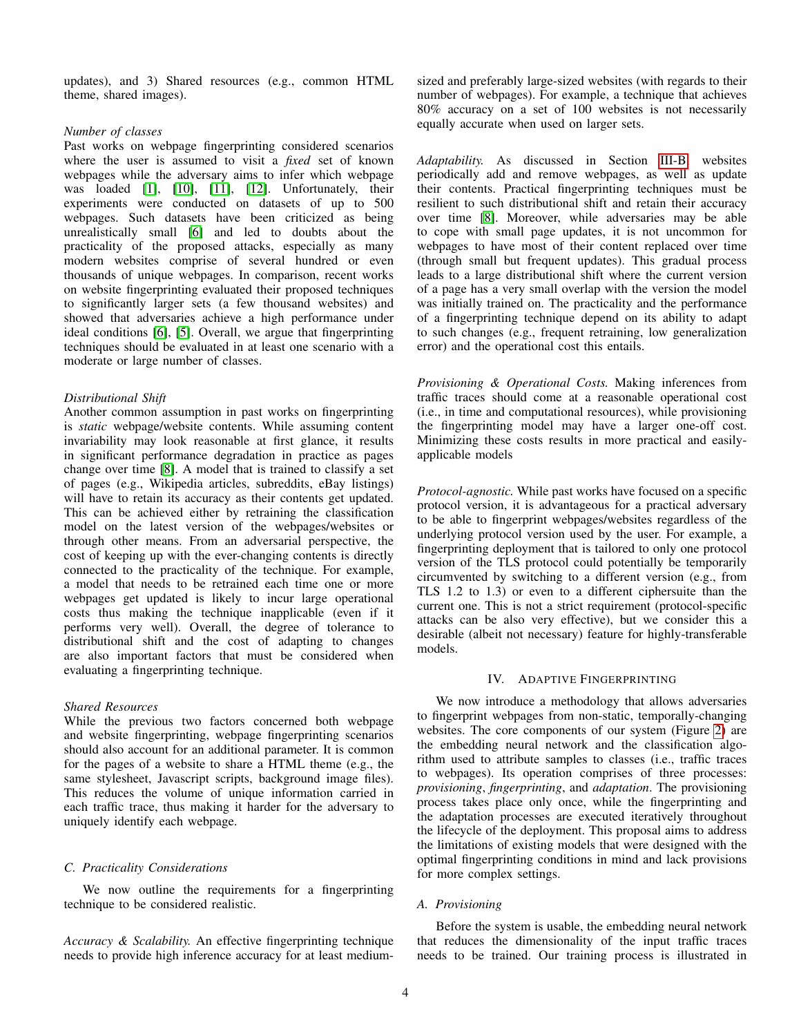updates), and 3) Shared resources (e.g., common HTML theme, shared images).

*Number of classes*
Past works on webpage fingerprinting considered scenarios where the user is assumed to visit a *fixed* set of known webpages while the adversary aims to infer which webpage was loaded [1], [10], [11], [12]. Unfortunately, their experiments were conducted on datasets of up to 500 webpages. Such datasets have been criticized as being unrealistically small [6] and led to doubts about the practicality of the proposed attacks, especially as many modern websites comprise of several hundred or even thousands of unique webpages. In comparison, recent works on website fingerprinting evaluated their proposed techniques to significantly larger sets (a few thousand websites) and showed that adversaries achieve a high performance under ideal conditions [6], [5]. Overall, we argue that fingerprinting techniques should be evaluated in at least one scenario with a moderate or large number of classes.

*Distributional Shift*
Another common assumption in past works on fingerprinting is *static* webpage/website contents. While assuming content invariability may look reasonable at first glance, it results in significant performance degradation in practice as pages change over time [8]. A model that is trained to classify a set of pages (e.g., Wikipedia articles, subreddits, eBay listings) will have to retain its accuracy as their contents get updated. This can be achieved either by retraining the classification model on the latest version of the webpages/websites or through other means. From an adversarial perspective, the cost of keeping up with the ever-changing contents is directly connected to the practicality of the technique. For example, a model that needs to be retrained each time one or more webpages get updated is likely to incur large operational costs thus making the technique inapplicable (even if it performs very well). Overall, the degree of tolerance to distributional shift and the cost of adapting to changes are also important factors that must be considered when evaluating a fingerprinting technique.

*Shared Resources*
While the previous two factors concerned both webpage and website fingerprinting, webpage fingerprinting scenarios should also account for an additional parameter. It is common for the pages of a website to share a HTML theme (e.g., the same stylesheet, Javascript scripts, background image files). This reduces the volume of unique information carried in each traffic trace, thus making it harder for the adversary to uniquely identify each webpage.

### C. Practicality Considerations

We now outline the requirements for a fingerprinting technique to be considered realistic.

*Accuracy & Scalability.* An effective fingerprinting technique needs to provide high inference accuracy for at least medium-sized and preferably large-sized websites (with regards to their number of webpages). For example, a technique that achieves 80% accuracy on a set of 100 websites is not necessarily equally accurate when used on larger sets.

*Adaptability.* As discussed in Section III-B websites periodically add and remove webpages, as well as update their contents. Practical fingerprinting techniques must be resilient to such distributional shift and retain their accuracy over time [8]. Moreover, while adversaries may be able to cope with small page updates, it is not uncommon for webpages to have most of their content replaced over time (through small but frequent updates). This gradual process leads to a large distributional shift where the current version of a page has a very small overlap with the version the model was initially trained on. The practicality and the performance of a fingerprinting technique depend on its ability to adapt to such changes (e.g., frequent retraining, low generalization error) and the operational cost this entails.

*Provisioning & Operational Costs.* Making inferences from traffic traces should come at a reasonable operational cost (i.e., in time and computational resources), while provisioning the fingerprinting model may have a larger one-off cost. Minimizing these costs results in more practical and easily-applicable models

*Protocol-agnostic.* While past works have focused on a specific protocol version, it is advantageous for a practical adversary to be able to fingerprint webpages/websites regardless of the underlying protocol version used by the user. For example, a fingerprinting deployment that is tailored to only one protocol version of the TLS protocol could potentially be temporarily circumvented by switching to a different version (e.g., from TLS 1.2 to 1.3) or even to a different ciphersuite than the current one. This is not a strict requirement (protocol-specific attacks can be also very effective), but we consider this a desirable (albeit not necessary) feature for highly-transferable models.

## IV. Adaptive Fingerprinting

We now introduce a methodology that allows adversaries to fingerprint webpages from non-static, temporally-changing websites. The core components of our system (Figure 2) are the embedding neural network and the classification algorithm used to attribute samples to classes (i.e., traffic traces to webpages). Its operation comprises of three processes: *provisioning*, *fingerprinting*, and *adaptation*. The provisioning process takes place only once, while the fingerprinting and the adaptation processes are executed iteratively throughout the lifecycle of the deployment. This proposal aims to address the limitations of existing models that were designed with the optimal fingerprinting conditions in mind and lack provisions for more complex settings.

### A. Provisioning

Before the system is usable, the embedding neural network that reduces the dimensionality of the input traffic traces needs to be trained. Our training process is illustrated in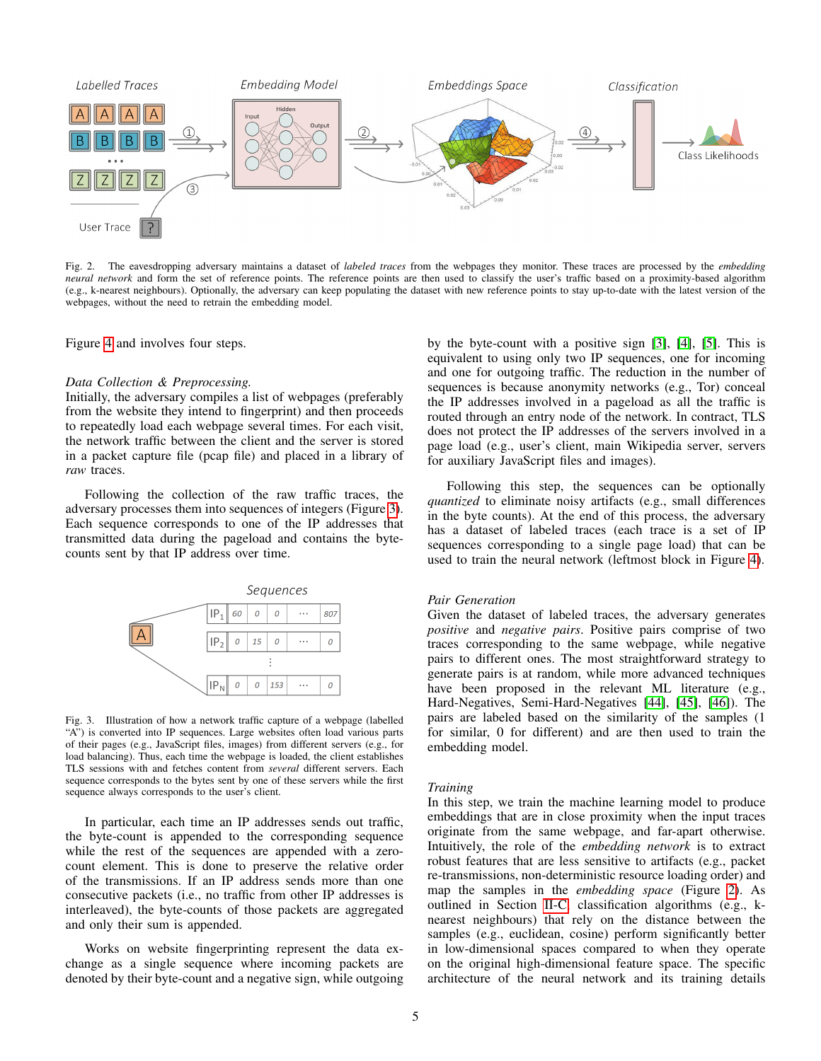Fig. 2. The eavesdropping adversary maintains a dataset of *labeled traces* from the webpages they monitor. These traces are processed by the *embedding neural network* and form the set of reference points. The reference points are then used to classify the user's traffic based on a proximity-based algorithm (e.g., k-nearest neighbours). Optionally, the adversary can keep populating the dataset with new reference points to stay up-to-date with the latest version of the webpages, without the need to retrain the embedding model.

Figure 4 and involves four steps.

*Data Collection & Preprocessing.*
Initially, the adversary compiles a list of webpages (preferably from the website they intend to fingerprint) and then proceeds to repeatedly load each webpage several times. For each visit, the network traffic between the client and the server is stored in a packet capture file (pcap file) and placed in a library of *raw* traces.

Following the collection of the raw traffic traces, the adversary processes them into sequences of integers (Figure 3). Each sequence corresponds to one of the IP addresses that transmitted data during the pageload and contains the byte-counts sent by that IP address over time.

Fig. 3. Illustration of how a network traffic capture of a webpage (labelled "A") is converted into IP sequences. Large websites often load various parts of their pages (e.g., JavaScript files, images) from different servers (e.g., for load balancing). Thus, each time the webpage is loaded, the client establishes TLS sessions with and fetches content from *several* different servers. Each sequence corresponds to the bytes sent by one of these servers while the first sequence always corresponds to the user's client.

In particular, each time an IP addresses sends out traffic, the byte-count is appended to the corresponding sequence while the rest of the sequences are appended with a zero-count element. This is done to preserve the relative order of the transmissions. If an IP address sends more than one consecutive packets (i.e., no traffic from other IP addresses is interleaved), the byte-counts of those packets are aggregated and only their sum is appended.

Works on website fingerprinting represent the data exchange as a single sequence where incoming packets are denoted by their byte-count and a negative sign, while outgoing by the byte-count with a positive sign [3], [4], [5]. This is equivalent to using only two IP sequences, one for incoming and one for outgoing traffic. The reduction in the number of sequences is because anonymity networks (e.g., Tor) conceal the IP addresses involved in a pageload as all the traffic is routed through an entry node of the network. In contrast, TLS does not protect the IP addresses of the servers involved in a page load (e.g., user's client, main Wikipedia server, servers for auxiliary JavaScript files and images).

Following this step, the sequences can be optionally *quantized* to eliminate noisy artifacts (e.g., small differences in the byte counts). At the end of this process, the adversary has a dataset of labeled traces (each trace is a set of IP sequences corresponding to a single page load) that can be used to train the neural network (leftmost block in Figure 4).

*Pair Generation*
Given the dataset of labeled traces, the adversary generates *positive* and *negative pairs*. Positive pairs comprise of two traces corresponding to the same webpage, while negative pairs to different ones. The most straightforward strategy to generate pairs is at random, while more advanced techniques have been proposed in the relevant ML literature (e.g., Hard-Negatives, Semi-Hard-Negatives [44], [45], [46]). The pairs are labeled based on the similarity of the samples (1 for similar, 0 for different) and are then used to train the embedding model.

*Training*
In this step, we train the machine learning model to produce embeddings that are in close proximity when the input traces originate from the same webpage, and far-apart otherwise. Intuitively, the role of the *embedding network* is to extract robust features that are less sensitive to artifacts (e.g., packet re-transmissions, non-deterministic resource loading order) and map the samples in the *embedding space* (Figure 2). As outlined in Section II-C, classification algorithms (e.g., k-nearest neighbours) that rely on the distance between the samples (e.g., euclidean, cosine) perform significantly better in low-dimensional spaces compared to when they operate on the original high-dimensional feature space. The specific architecture of the neural network and its training details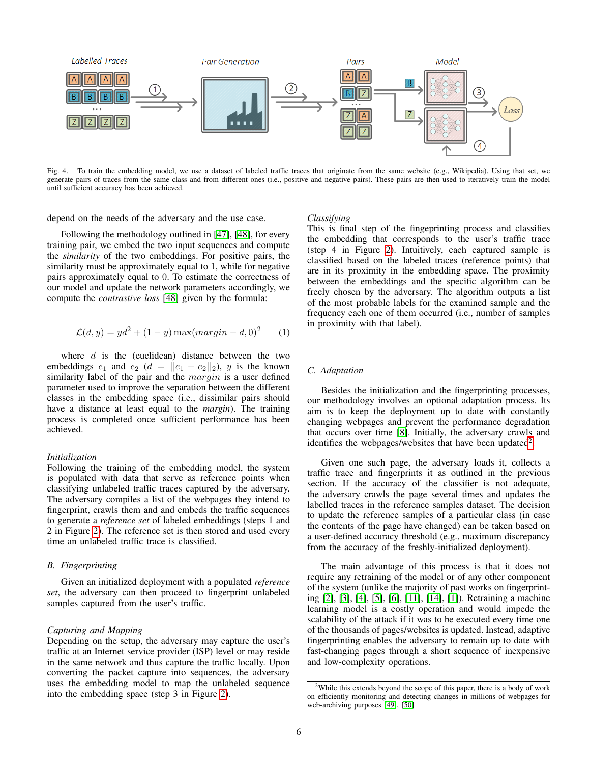Fig. 4. To train the embedding model, we use a dataset of labeled traffic traces that originate from the same website (e.g., Wikipedia). Using that set, we generate pairs of traces from the same class and from different ones (i.e., positive and negative pairs). These pairs are then used to iteratively train the model until sufficient accuracy has been achieved.

depend on the needs of the adversary and the use case.

Following the methodology outlined in [47], [48], for every training pair, we embed the two input sequences and compute the *similarity* of the two embeddings. For positive pairs, the similarity must be approximately equal to 1, while for negative pairs approximately equal to 0. To estimate the correctness of our model and update the network parameters accordingly, we compute the *contrastive loss* [48] given by the formula:

$$\mathcal{L}(d, y) = yd^2 + (1 - y)\max(margin - d, 0)^2 \quad (1)$$

where $d$ is the (euclidean) distance between the two embeddings $e_1$ and $e_2$ ($d = ||e_1 - e_2||_2$), $y$ is the known similarity label of the pair and the $margin$ is a user defined parameter used to improve the separation between the different classes in the embedding space (i.e., dissimilar pairs should have a distance at least equal to the *margin*). The training process is completed once sufficient performance has been achieved.

*Initialization*
Following the training of the embedding model, the system is populated with data that serve as reference points when classifying unlabeled traffic traces captured by the adversary. The adversary compiles a list of the webpages they intend to fingerprint, crawls them and and embeds the traffic sequences to generate a *reference set* of labeled embeddings (steps 1 and 2 in Figure 2). The reference set is then stored and used every time an unlabeled traffic trace is classified.

### B. Fingerprinting

Given an initialized deployment with a populated *reference set*, the adversary can then proceed to fingerprint unlabeled samples captured from the user's traffic.

*Capturing and Mapping*
Depending on the setup, the adversary may capture the user's traffic at an Internet service provider (ISP) level or may reside in the same network and thus capture the traffic locally. Upon converting the packet capture into sequences, the adversary uses the embedding model to map the unlabeled sequence into the embedding space (step 3 in Figure 2).

*Classifying*
This is final step of the fingerprinting process and classifies the embedding that corresponds to the user's traffic trace (step 4 in Figure 2). Intuitively, each captured sample is classified based on the labeled traces (reference points) that are in its proximity in the embedding space. The proximity between the embeddings and the specific algorithm can be freely chosen by the adversary. The algorithm outputs a list of the most probable labels for the examined sample and the frequency each one of them occurred (i.e., number of samples in proximity with that label).

### C. Adaptation

Besides the initialization and the fingerprinting processes, our methodology involves an optional adaptation process. Its aim is to keep the deployment up to date with constantly changing webpages and prevent the performance degradation that occurs over time [8]. Initially, the adversary crawls and identifies the webpages/websites that have been updated[2].

Given one such page, the adversary loads it, collects a traffic trace and fingerprints it as outlined in the previous section. If the accuracy of the classifier is not adequate, the adversary crawls the page several times and updates the labelled traces in the reference samples dataset. The decision to update the reference samples of a particular class (in case the contents of the page have changed) can be taken based on a user-defined accuracy threshold (e.g., maximum discrepancy from the accuracy of the freshly-initialized deployment).

The main advantage of this process is that it does not require any retraining of the model or of any other component of the system (unlike the majority of past works on fingerprinting [2], [3], [4], [5], [6], [11], [14], [1]). Retraining a machine learning model is a costly operation and would impede the scalability of the attack if it was to be executed every time one of the thousands of pages/websites is updated. Instead, adaptive fingerprinting enables the adversary to remain up to date with fast-changing pages through a short sequence of inexpensive and low-complexity operations.

[2]While this extends beyond the scope of this paper, there is a body of work on efficiently monitoring and detecting changes in millions of webpages for web-archiving purposes [49], [50]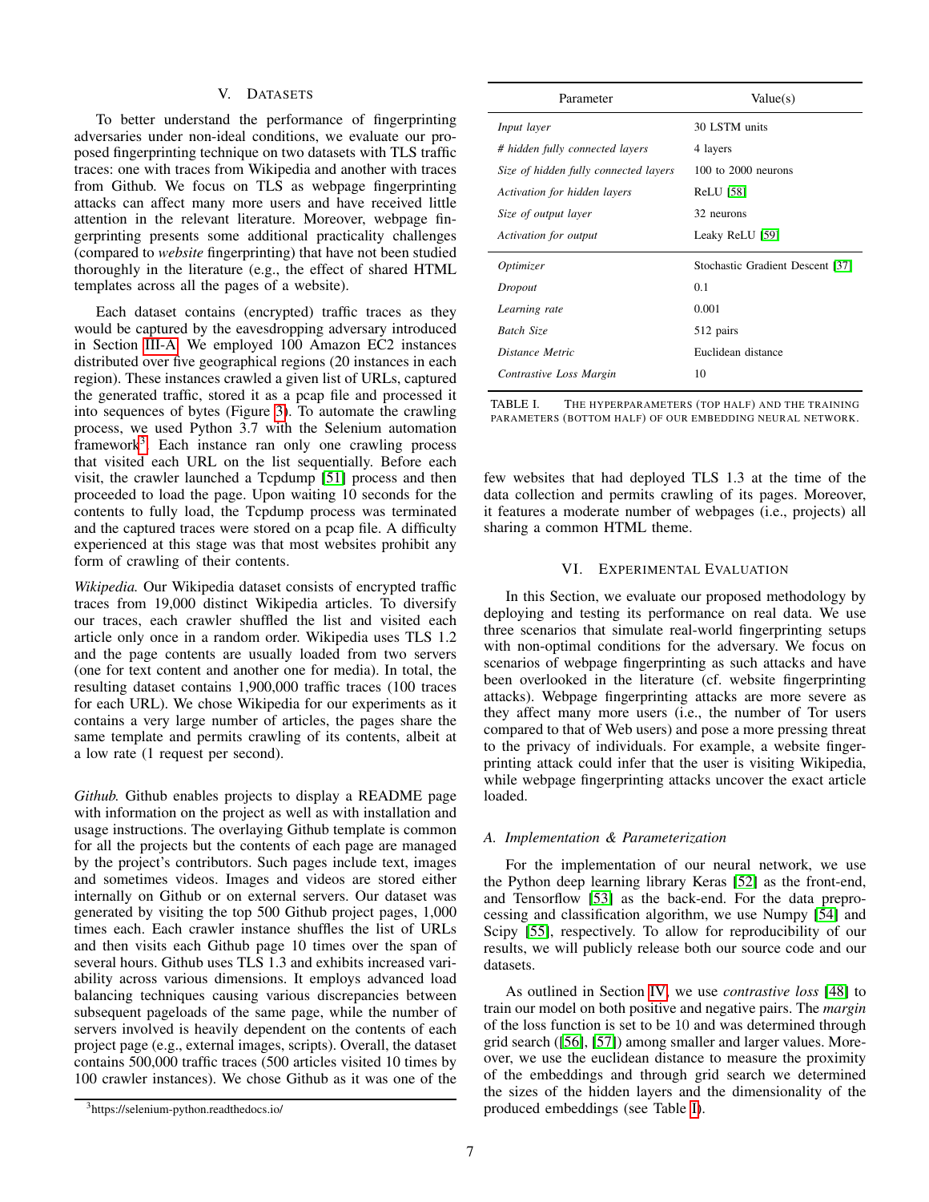## V. DATASETS

To better understand the performance of fingerprinting adversaries under non-ideal conditions, we evaluate our proposed fingerprinting technique on two datasets with TLS traffic traces: one with traces from Wikipedia and another with traces from Github. We focus on TLS as webpage fingerprinting attacks can affect many more users and have received little attention in the relevant literature. Moreover, webpage fingerprinting presents some additional practicality challenges (compared to *website* fingerprinting) that have not been studied thoroughly in the literature (e.g., the effect of shared HTML templates across all the pages of a website).

Each dataset contains (encrypted) traffic traces as they would be captured by the eavesdropping adversary introduced in Section III-A. We employed 100 Amazon EC2 instances distributed over five geographical regions (20 instances in each region). These instances crawled a given list of URLs, captured the generated traffic, stored it as a pcap file and processed it into sequences of bytes (Figure 3). To automate the crawling process, we used Python 3.7 with the Selenium automation framework[3]. Each instance ran only one crawling process that visited each URL on the list sequentially. Before each visit, the crawler launched a Tcpdump [51] process and then proceeded to load the page. Upon waiting 10 seconds for the contents to fully load, the Tcpdump process was terminated and the captured traces were stored on a pcap file. A difficulty experienced at this stage was that most websites prohibit any form of crawling of their contents.

*Wikipedia.* Our Wikipedia dataset consists of encrypted traffic traces from 19,000 distinct Wikipedia articles. To diversify our traces, each crawler shuffled the list and visited each article only once in a random order. Wikipedia uses TLS 1.2 and the page contents are usually loaded from two servers (one for text content and another one for media). In total, the resulting dataset contains 1,900,000 traffic traces (100 traces for each URL). We chose Wikipedia for our experiments as it contains a very large number of articles, the pages share the same template and permits crawling of its contents, albeit at a low rate (1 request per second).

*Github.* Github enables projects to display a README page with information on the project as well as with installation and usage instructions. The overlaying Github template is common for all the projects but the contents of each page are managed by the project's contributors. Such pages include text, images and sometimes videos. Images and videos are stored either internally on Github or on external servers. Our dataset was generated by visiting the top 500 Github project pages, 1,000 times each. Each crawler instance shuffles the list of URLs and then visits each Github page 10 times over the span of several hours. Github uses TLS 1.3 and exhibits increased variability across various dimensions. It employs advanced load balancing techniques causing various discrepancies between subsequent pageloads of the same page, while the number of servers involved is heavily dependent on the contents of each project page (e.g., external images, scripts). Overall, the dataset contains 500,000 traffic traces (500 articles visited 10 times by 100 crawler instances). We chose Github as it was one of the few websites that had deployed TLS 1.3 at the time of the data collection and permits crawling of its pages. Moreover, it features a moderate number of webpages (i.e., projects) all sharing a common HTML theme.

[3] https://selenium-python.readthedocs.io/

| Parameter | Value(s) |
|---|---|
| *Input layer* | 30 LSTM units |
| *# hidden fully connected layers* | 4 layers |
| *Size of hidden fully connected layers* | 100 to 2000 neurons |
| *Activation for hidden layers* | ReLU [58] |
| *Size of output layer* | 32 neurons |
| *Activation for output* | Leaky ReLU [59] |
| *Optimizer* | Stochastic Gradient Descent [37] |
| *Dropout* | 0.1 |
| *Learning rate* | 0.001 |
| *Batch Size* | 512 pairs |
| *Distance Metric* | Euclidean distance |
| *Contrastive Loss Margin* | 10 |

TABLE I. THE HYPERPARAMETERS (TOP HALF) AND THE TRAINING PARAMETERS (BOTTOM HALF) OF OUR EMBEDDING NEURAL NETWORK.

## VI. EXPERIMENTAL EVALUATION

In this Section, we evaluate our proposed methodology by deploying and testing its performance on real data. We use three scenarios that simulate real-world fingerprinting setups with non-optimal conditions for the adversary. We focus on scenarios of webpage fingerprinting as such attacks and have been overlooked in the literature (cf. website fingerprinting attacks). Webpage fingerprinting attacks are more severe as they affect many more users (i.e., the number of Tor users compared to that of Web users) and pose a more pressing threat to the privacy of individuals. For example, a website fingerprinting attack could infer that the user is visiting Wikipedia, while webpage fingerprinting attacks uncover the exact article loaded.

### A. Implementation & Parameterization

For the implementation of our neural network, we use the Python deep learning library Keras [52] as the front-end, and Tensorflow [53] as the back-end. For the data preprocessing and classification algorithm, we use Numpy [54] and Scipy [55], respectively. To allow for reproducibility of our results, we will publicly release both our source code and our datasets.

As outlined in Section IV, we use *contrastive loss* [48] to train our model on both positive and negative pairs. The *margin* of the loss function is set to be 10 and was determined through grid search ([56], [57]) among smaller and larger values. Moreover, we use the euclidean distance to measure the proximity of the embeddings and through grid search we determined the sizes of the hidden layers and the dimensionality of the produced embeddings (see Table I).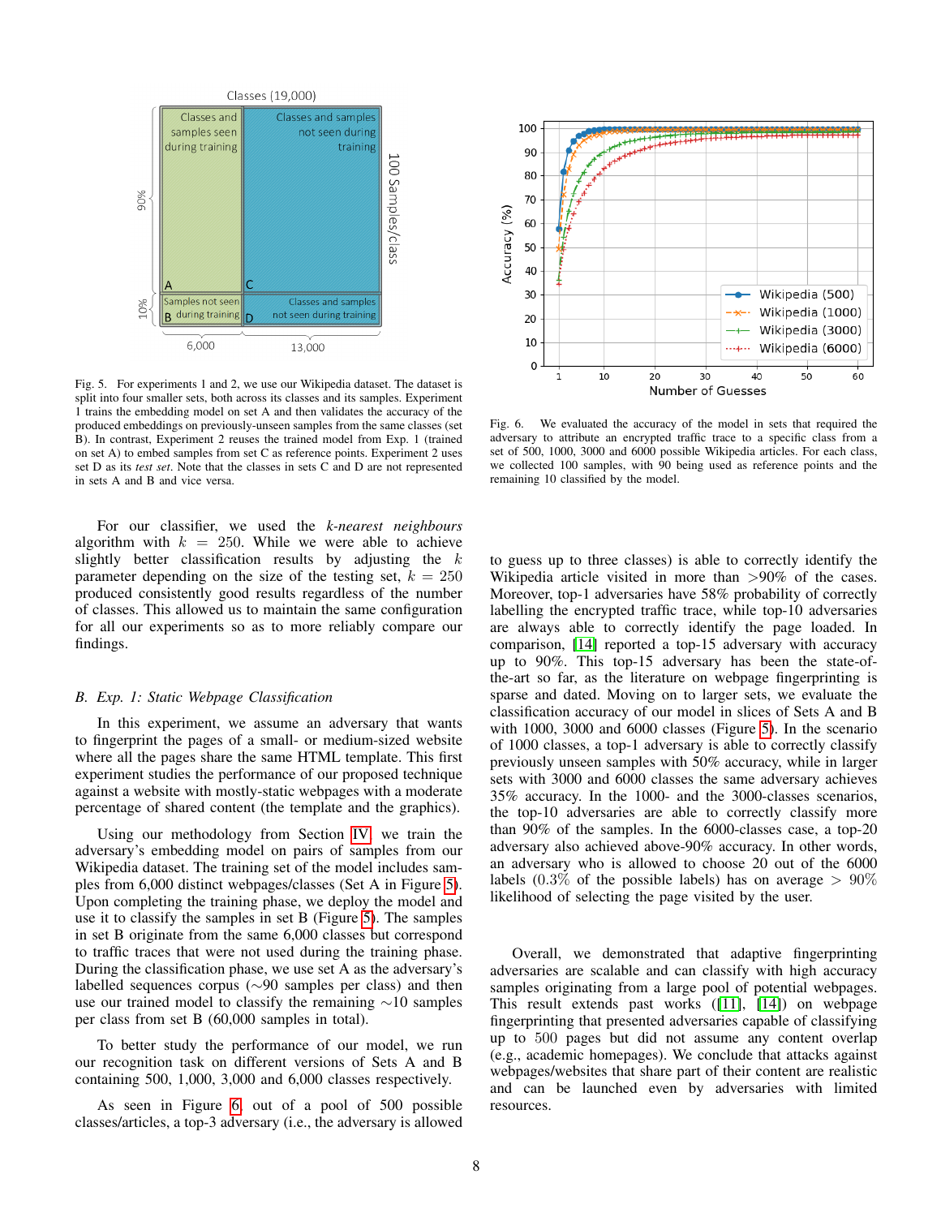Fig. 5. For experiments 1 and 2, we use our Wikipedia dataset. The dataset is split into four smaller sets, both across its classes and its samples. Experiment 1 trains the embedding model on set A and then validates the accuracy of the produced embeddings on previously-unseen samples from the same classes (set B). In contrast, Experiment 2 reuses the trained model from Exp. 1 (trained on set A) to embed samples from set C as reference points. Experiment 2 uses set D as its *test set*. Note that the classes in sets C and D are not represented in sets A and B and vice versa.

For our classifier, we used the *k-nearest neighbours* algorithm with $k = 250$. While we were able to achieve slightly better classification results by adjusting the $k$ parameter depending on the size of the testing set, $k = 250$ produced consistently good results regardless of the number of classes. This allowed us to maintain the same configuration for all our experiments so as to more reliably compare our findings.

### B. Exp. 1: Static Webpage Classification

In this experiment, we assume an adversary that wants to fingerprint the pages of a small- or medium-sized website where all the pages share the same HTML template. This first experiment studies the performance of our proposed technique against a website with mostly-static webpages with a moderate percentage of shared content (the template and the graphics).

Using our methodology from Section IV, we train the adversary's embedding model on pairs of samples from our Wikipedia dataset. The training set of the model includes samples from 6,000 distinct webpages/classes (Set A in Figure 5). Upon completing the training phase, we deploy the model and use it to classify the samples in set B (Figure 5). The samples in set B originate from the same 6,000 classes but correspond to traffic traces that were not used during the training phase. During the classification phase, we use set A as the adversary's labelled sequences corpus (∼90 samples per class) and then use our trained model to classify the remaining ∼10 samples per class from set B (60,000 samples in total).

To better study the performance of our model, we run our recognition task on different versions of Sets A and B containing 500, 1,000, 3,000 and 6,000 classes respectively.

As seen in Figure 6, out of a pool of 500 possible classes/articles, a top-3 adversary (i.e., the adversary is allowed to guess up to three classes) is able to correctly identify the Wikipedia article visited in more than >90% of the cases. Moreover, top-1 adversaries have 58% probability of correctly labelling the encrypted traffic trace, while top-10 adversaries are always able to correctly identify the page loaded. In comparison, [14] reported a top-15 adversary with accuracy up to 90%. This top-15 adversary has been the state-of-the-art so far, as the literature on webpage fingerprinting is sparse and dated. Moving on to larger sets, we evaluate the classification accuracy of our model in slices of Sets A and B with 1000, 3000 and 6000 classes (Figure 5). In the scenario of 1000 classes, a top-1 adversary is able to correctly classify previously unseen samples with 50% accuracy, while in larger sets with 3000 and 6000 classes the same adversary achieves 35% accuracy. In the 1000- and the 3000-classes scenarios, the top-10 adversaries are able to correctly classify more than 90% of the samples. In the 6000-classes case, a top-20 adversary also achieved above-90% accuracy. In other words, an adversary who is allowed to choose 20 out of the 6000 labels (0.3% of the possible labels) has on average > 90% likelihood of selecting the page visited by the user.

Fig. 6. We evaluated the accuracy of the model in sets that required the adversary to attribute an encrypted traffic trace to a specific class from a set of 500, 1000, 3000 and 6000 possible Wikipedia articles. For each class, we collected 100 samples, with 90 being used as reference points and the remaining 10 classified by the model.

Overall, we demonstrated that adaptive fingerprinting adversaries are scalable and can classify with high accuracy samples originating from a large pool of potential webpages. This result extends past works ([11], [14]) on webpage fingerprinting that presented adversaries capable of classifying up to 500 pages but did not assume any content overlap (e.g., academic homepages). We conclude that attacks against webpages/websites that share part of their content are realistic and can be launched even by adversaries with limited resources.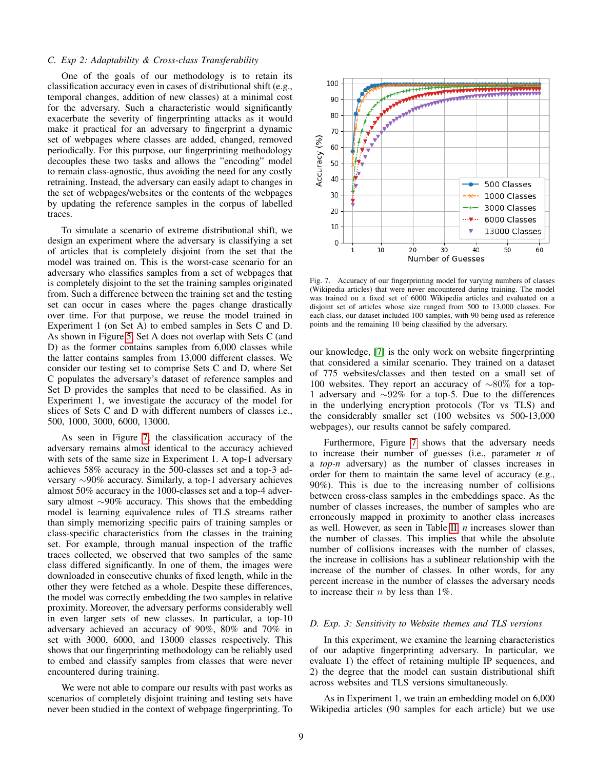### C. Exp 2: Adaptability & Cross-class Transferability

One of the goals of our methodology is to retain its classification accuracy even in cases of distributional shift (e.g., temporal changes, addition of new classes) at a minimal cost for the adversary. Such a characteristic would significantly exacerbate the severity of fingerprinting attacks as it would make it practical for an adversary to fingerprint a dynamic set of webpages where classes are added, changed, removed periodically. For this purpose, our fingerprinting methodology decouples these two tasks and allows the "encoding" model to remain class-agnostic, thus avoiding the need for any costly retraining. Instead, the adversary can easily adapt to changes in the set of webpages/websites or the contents of the webpages by updating the reference samples in the corpus of labelled traces.

To simulate a scenario of extreme distributional shift, we design an experiment where the adversary is classifying a set of articles that is completely disjoint from the set that the model was trained on. This is the worst-case scenario for an adversary who classifies samples from a set of webpages that is completely disjoint to the set the training samples originated from. Such a difference between the training set and the testing set can occur in cases where the pages change drastically over time. For that purpose, we reuse the model trained in Experiment 1 (on Set A) to embed samples in Sets C and D. As shown in Figure 5, Set A does not overlap with Sets C (and D) as the former contains samples from 6,000 classes while the latter contains samples from 13,000 different classes. We consider our testing set to comprise Sets C and D, where Set C populates the adversary's dataset of reference samples and Set D provides the samples that need to be classified. As in Experiment 1, we investigate the accuracy of the model for slices of Sets C and D with different numbers of classes i.e., 500, 1000, 3000, 6000, 13000.

As seen in Figure 7, the classification accuracy of the adversary remains almost identical to the accuracy achieved with sets of the same size in Experiment 1. A top-1 adversary achieves 58% accuracy in the 500-classes set and a top-3 adversary ∼90% accuracy. Similarly, a top-1 adversary achieves almost 50% accuracy in the 1000-classes set and a top-4 adversary almost ∼90% accuracy. This shows that the embedding model is learning equivalence rules of TLS streams rather than simply memorizing specific pairs of training samples or class-specific characteristics from the classes in the training set. For example, through manual inspection of the traffic traces collected, we observed that two samples of the same class differed significantly. In one of them, the images were downloaded in consecutive chunks of fixed length, while in the other they were fetched as a whole. Despite these differences, the model was correctly embedding the two samples in relative proximity. Moreover, the adversary performs considerably well in even larger sets of new classes. In particular, a top-10 adversary achieved an accuracy of 90%, 80% and 70% in set with 3000, 6000, and 13000 classes respectively. This shows that our fingerprinting methodology can be reliably used to embed and classify samples from classes that were never encountered during training.

We were not able to compare our results with past works as scenarios of completely disjoint training and testing sets have never been studied in the context of webpage fingerprinting. To our knowledge, [7] is the only work on website fingerprinting that considered a similar scenario. They trained on a dataset of 775 websites/classes and then tested on a small set of 100 websites. They report an accuracy of ∼80% for a top-1 adversary and ∼92% for a top-5. Due to the differences in the underlying encryption protocols (Tor vs TLS) and the considerably smaller set (100 websites vs 500-13,000 webpages), our results cannot be safely compared.

Fig. 7. Accuracy of our fingerprinting model for varying numbers of classes (Wikipedia articles) that were never encountered during training. The model was trained on a fixed set of 6000 Wikipedia articles and evaluated on a disjoint set of articles whose size ranged from 500 to 13,000 classes. For each class, our dataset included 100 samples, with 90 being used as reference points and the remaining 10 being classified by the adversary.

Furthermore, Figure 7 shows that the adversary needs to increase their number of guesses (i.e., parameter *n* of a *top-n* adversary) as the number of classes increases in order for them to maintain the same level of accuracy (e.g., 90%). This is due to the increasing number of collisions between cross-class samples in the embeddings space. As the number of classes increases, the number of samples who are erroneously mapped in proximity to another class increases as well. However, as seen in Table II, *n* increases slower than the number of classes. This implies that while the absolute number of collisions increases with the number of classes, the increase in collisions has a sublinear relationship with the increase of the number of classes. In other words, for any percent increase in the number of classes the adversary needs to increase their $n$ by less than 1%.

### D. Exp. 3: Sensitivity to Website themes and TLS versions

In this experiment, we examine the learning characteristics of our adaptive fingerprinting adversary. In particular, we evaluate 1) the effect of retaining multiple IP sequences, and 2) the degree that the model can sustain distributional shift across websites and TLS versions simultaneously.

As in Experiment 1, we train an embedding model on 6,000 Wikipedia articles (90 samples for each article) but we use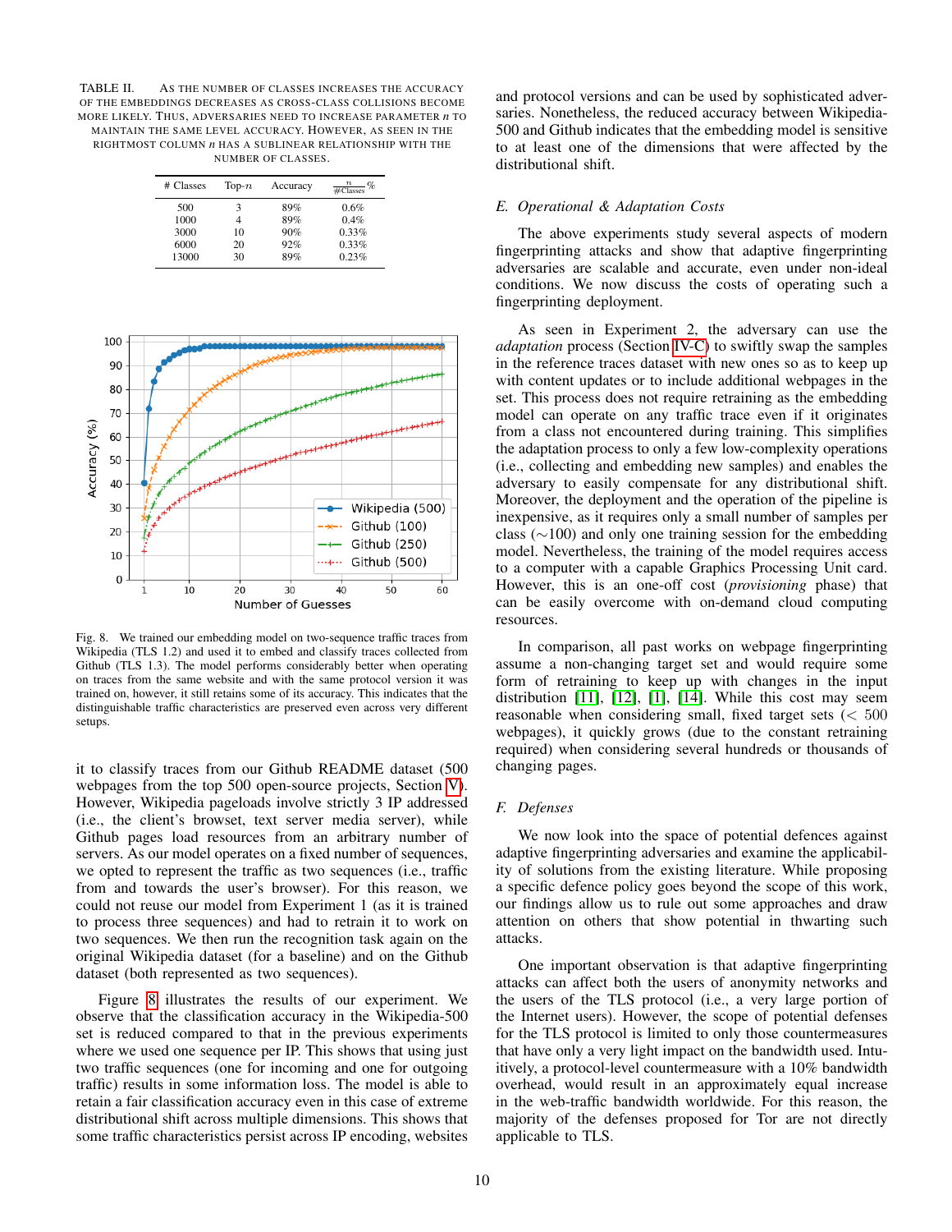TABLE II. As the number of classes increases the accuracy of the embeddings decreases as cross-class collisions become more likely. Thus, adversaries need to increase parameter $n$ to maintain the same level accuracy. However, as seen in the rightmost column $n$ has a sublinear relationship with the number of classes.

| # Classes | Top-$n$ | Accuracy | $\frac{n}{\#\text{Classes}}$% |
|---|---|---|---|
| 500 | 3 | 89% | 0.6% |
| 1000 | 4 | 89% | 0.4% |
| 3000 | 10 | 90% | 0.33% |
| 6000 | 20 | 92% | 0.33% |
| 13000 | 30 | 89% | 0.23% |

Fig. 8. We trained our embedding model on two-sequence traffic traces from Wikipedia (TLS 1.2) and used it to embed and classify traces collected from Github (TLS 1.3). The model performs considerably better when operating on traces from the same website and with the same protocol version it was trained on, however, it still retains some of its accuracy. This indicates that the distinguishable traffic characteristics are preserved even across very different setups.

it to classify traces from our Github README dataset (500 webpages from the top 500 open-source projects, Section V). However, Wikipedia pageloads involve strictly 3 IP addressed (i.e., the client's browset, text server media server), while Github pages load resources from an arbitrary number of servers. As our model operates on a fixed number of sequences, we opted to represent the traffic as two sequences (i.e., traffic from and towards the user's browser). For this reason, we could not reuse our model from Experiment 1 (as it is trained to process three sequences) and had to retrain it to work on two sequences. We then run the recognition task again on the original Wikipedia dataset (for a baseline) and on the Github dataset (both represented as two sequences).

Figure 8 illustrates the results of our experiment. We observe that the classification accuracy in the Wikipedia-500 set is reduced compared to that in the previous experiments where we used one sequence per IP. This shows that using just two traffic sequences (one for incoming and one for outgoing traffic) results in some information loss. The model is able to retain a fair classification accuracy even in this case of extreme distributional shift across multiple dimensions. This shows that some traffic characteristics persist across IP encoding, websites and protocol versions and can be used by sophisticated adversaries. Nonetheless, the reduced accuracy between Wikipedia-500 and Github indicates that the embedding model is sensitive to at least one of the dimensions that were affected by the distributional shift.

### E. Operational & Adaptation Costs

The above experiments study several aspects of modern fingerprinting attacks and show that adaptive fingerprinting adversaries are scalable and accurate, even under non-ideal conditions. We now discuss the costs of operating such a fingerprinting deployment.

As seen in Experiment 2, the adversary can use the *adaptation* process (Section IV-C) to swiftly swap the samples in the reference traces dataset with new ones so as to keep up with content updates or to include additional webpages in the set. This process does not require retraining as the embedding model can operate on any traffic trace even if it originates from a class not encountered during training. This simplifies the adaptation process to only a few low-complexity operations (i.e., collecting and embedding new samples) and enables the adversary to easily compensate for any distributional shift. Moreover, the deployment and the operation of the pipeline is inexpensive, as it requires only a small number of samples per class ($\sim$100) and only one training session for the embedding model. Nevertheless, the training of the model requires access to a computer with a capable Graphics Processing Unit card. However, this is an one-off cost (*provisioning* phase) that can be easily overcome with on-demand cloud computing resources.

In comparison, all past works on webpage fingerprinting assume a non-changing target set and would require some form of retraining to keep up with changes in the input distribution [11], [12], [1], [14]. While this cost may seem reasonable when considering small, fixed target sets ($<$ 500 webpages), it quickly grows (due to the constant retraining required) when considering several hundreds or thousands of changing pages.

### F. Defenses

We now look into the space of potential defences against adaptive fingerprinting adversaries and examine the applicability of solutions from the existing literature. While proposing a specific defence policy goes beyond the scope of this work, our findings allow us to rule out some approaches and draw attention on others that show potential in thwarting such attacks.

One important observation is that adaptive fingerprinting attacks can affect both the users of anonymity networks and the users of the TLS protocol (i.e., a very large portion of the Internet users). However, the scope of potential defenses for the TLS protocol is limited to only those countermeasures that have only a very light impact on the bandwidth used. Intuitively, a protocol-level countermeasure with a 10% bandwidth overhead, would result in an approximately equal increase in the web-traffic bandwidth worldwide. For this reason, the majority of the defenses proposed for Tor are not directly applicable to TLS.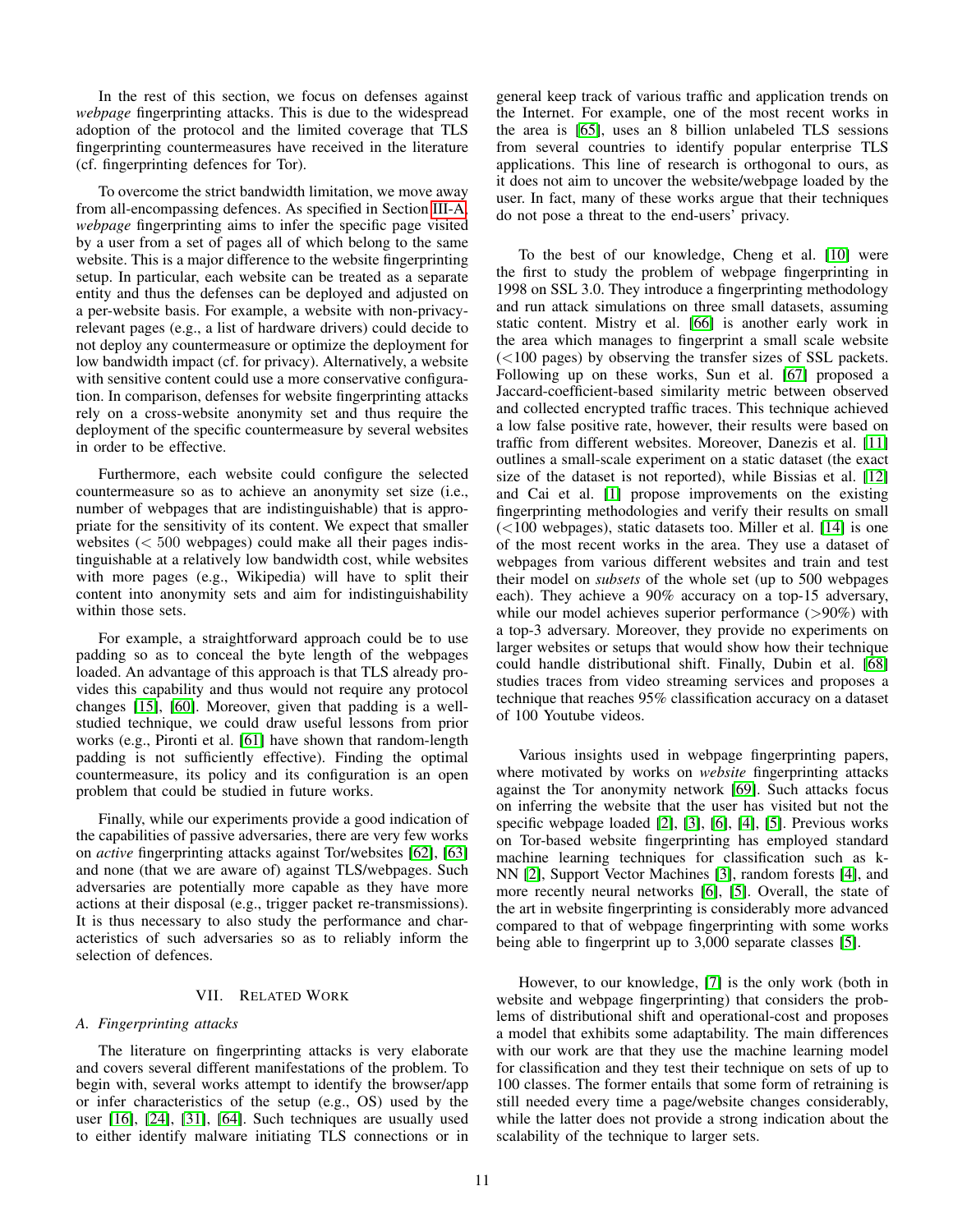In the rest of this section, we focus on defenses against *webpage* fingerprinting attacks. This is due to the widespread adoption of the protocol and the limited coverage that TLS fingerprinting countermeasures have received in the literature (cf. fingerprinting defences for Tor).

To overcome the strict bandwidth limitation, we move away from all-encompassing defences. As specified in Section III-A, *webpage* fingerprinting aims to infer the specific page visited by a user from a set of pages all of which belong to the same website. This is a major difference to the website fingerprinting setup. In particular, each website can be treated as a separate entity and thus the defenses can be deployed and adjusted on a per-website basis. For example, a website with non-privacy-relevant pages (e.g., a list of hardware drivers) could decide to not deploy any countermeasure or optimize the deployment for low bandwidth impact (cf. for privacy). Alternatively, a website with sensitive content could use a more conservative configuration. In comparison, defenses for website fingerprinting attacks rely on a cross-website anonymity set and thus require the deployment of the specific countermeasure by several websites in order to be effective.

Furthermore, each website could configure the selected countermeasure so as to achieve an anonymity set size (i.e., number of webpages that are indistinguishable) that is appropriate for the sensitivity of its content. We expect that smaller websites ($< 500$ webpages) could make all their pages indistinguishable at a relatively low bandwidth cost, while websites with more pages (e.g., Wikipedia) will have to split their content into anonymity sets and aim for indistinguishability within those sets.

For example, a straightforward approach could be to use padding so as to conceal the byte length of the webpages loaded. An advantage of this approach is that TLS already provides this capability and thus would not require any protocol changes [15], [60]. Moreover, given that padding is a well-studied technique, we could draw useful lessons from prior works (e.g., Pironti et al. [61] have shown that random-length padding is not sufficiently effective). Finding the optimal countermeasure, its policy and its configuration is an open problem that could be studied in future works.

Finally, while our experiments provide a good indication of the capabilities of passive adversaries, there are very few works on *active* fingerprinting attacks against Tor/websites [62], [63] and none (that we are aware of) against TLS/webpages. Such adversaries are potentially more capable as they have more actions at their disposal (e.g., trigger packet re-transmissions). It is thus necessary to also study the performance and characteristics of such adversaries so as to reliably inform the selection of defences.

## VII. Related Work

### A. Fingerprinting attacks

The literature on fingerprinting attacks is very elaborate and covers several different manifestations of the problem. To begin with, several works attempt to identify the browser/app or infer characteristics of the setup (e.g., OS) used by the user [16], [24], [31], [64]. Such techniques are usually used to either identify malware initiating TLS connections or in general keep track of various traffic and application trends on the Internet. For example, one of the most recent works in the area is [65], uses an 8 billion unlabeled TLS sessions from several countries to identify popular enterprise TLS applications. This line of research is orthogonal to ours, as it does not aim to uncover the website/webpage loaded by the user. In fact, many of these works argue that their techniques do not pose a threat to the end-users' privacy.

To the best of our knowledge, Cheng et al. [10] were the first to study the problem of webpage fingerprinting in 1998 on SSL 3.0. They introduce a fingerprinting methodology and run attack simulations on three small datasets, assuming static content. Mistry et al. [66] is another early work in the area which manages to fingerprint a small scale website ($<$100 pages) by observing the transfer sizes of SSL packets. Following up on these works, Sun et al. [67] proposed a Jaccard-coefficient-based similarity metric between observed and collected encrypted traffic traces. This technique achieved a low false positive rate, however, their results were based on traffic from different websites. Moreover, Danezis et al. [11] outlines a small-scale experiment on a static dataset (the exact size of the dataset is not reported), while Bissias et al. [12] and Cai et al. [1] propose improvements on the existing fingerprinting methodologies and verify their results on small ($<$100 webpages), static datasets too. Miller et al. [14] is one of the most recent works in the area. They use a dataset of webpages from various different websites and train and test their model on *subsets* of the whole set (up to 500 webpages each). They achieve a 90% accuracy on a top-15 adversary, while our model achieves superior performance ($>$90%) with a top-3 adversary. Moreover, they provide no experiments on larger websites or setups that would show how their technique could handle distributional shift. Finally, Dubin et al. [68] studies traces from video streaming services and proposes a technique that reaches 95% classification accuracy on a dataset of 100 Youtube videos.

Various insights used in webpage fingerprinting papers, where motivated by works on *website* fingerprinting attacks against the Tor anonymity network [69]. Such attacks focus on inferring the website that the user has visited but not the specific webpage loaded [2], [3], [6], [4], [5]. Previous works on Tor-based website fingerprinting has employed standard machine learning techniques for classification such as k-NN [2], Support Vector Machines [3], random forests [4], and more recently neural networks [6], [5]. Overall, the state of the art in website fingerprinting is considerably more advanced compared to that of webpage fingerprinting with some works being able to fingerprint up to 3,000 separate classes [5].

However, to our knowledge, [7] is the only work (both in website and webpage fingerprinting) that considers the problems of distributional shift and operational-cost and proposes a model that exhibits some adaptability. The main differences with our work are that they use the machine learning model for classification and they test their technique on sets of up to 100 classes. The former entails that some form of retraining is still needed every time a page/website changes considerably, while the latter does not provide a strong indication about the scalability of the technique to larger sets.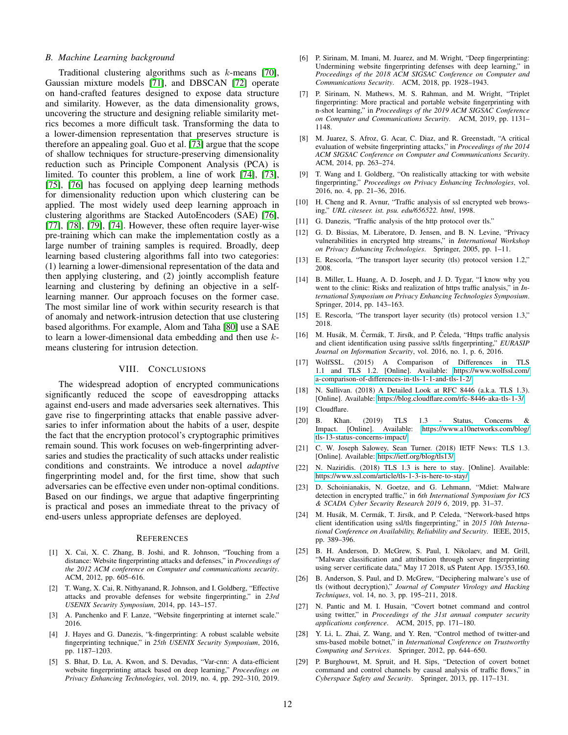### B. Machine Learning background

Traditional clustering algorithms such as $k$-means [70], Gaussian mixture models [71], and DBSCAN [72] operate on hand-crafted features designed to expose data structure and similarity. However, as the data dimensionality grows, uncovering the structure and designing reliable similarity metrics becomes a more difficult task. Transforming the data to a lower-dimension representation that preserves structure is therefore an appealing goal. Guo et al. [73] argue that the scope of shallow techniques for structure-preserving dimensionality reduction such as Principle Component Analysis (PCA) is limited. To counter this problem, a line of work [74], [73], [75], [76] has focused on applying deep learning methods for dimensionality reduction upon which clustering can be applied. The most widely used deep learning approach in clustering algorithms are Stacked AutoEncoders (SAE) [76], [77], [78], [79], [74]. However, these often require layer-wise pre-training which can make the implementation costly as a large number of training samples is required. Broadly, deep learning based clustering algorithms fall into two categories: (1) learning a lower-dimensional representation of the data and then applying clustering, and (2) jointly accomplish feature learning and clustering by defining an objective in a self-learning manner. Our approach focuses on the former case. The most similar line of work within security research is that of anomaly and network-intrusion detection that use clustering based algorithms. For example, Alom and Taha [80] use a SAE to learn a lower-dimensional data embedding and then use $k$-means clustering for intrusion detection.

## VIII. Conclusions

The widespread adoption of encrypted communications significantly reduced the scope of eavesdropping attacks against end-users and made adversaries seek alternatives. This gave rise to fingerprinting attacks that enable passive adversaries to infer information about the habits of a user, despite the fact that the encryption protocol's cryptographic primitives remain sound. This work focuses on web-fingerprinting adversaries and studies the practicality of such attacks under realistic conditions and constraints. We introduce a novel *adaptive* fingerprinting model and, for the first time, show that such adversaries can be effective even under non-optimal conditions. Based on our findings, we argue that adaptive fingerprinting is practical and poses an immediate threat to the privacy of end-users unless appropriate defenses are deployed.

## References

[1] X. Cai, X. C. Zhang, B. Joshi, and R. Johnson, "Touching from a distance: Website fingerprinting attacks and defenses," in *Proceedings of the 2012 ACM conference on Computer and communications security*. ACM, 2012, pp. 605–616.

[2] T. Wang, X. Cai, R. Nithyanand, R. Johnson, and I. Goldberg, "Effective attacks and provable defenses for website fingerprinting," in *23rd USENIX Security Symposium*, 2014, pp. 143–157.

[3] A. Panchenko and F. Lanze, "Website fingerprinting at internet scale." 2016.

[4] J. Hayes and G. Danezis, "k-fingerprinting: A robust scalable website fingerprinting technique," in *25th USENIX Security Symposium*, 2016, pp. 1187–1203.

[5] S. Bhat, D. Lu, A. Kwon, and S. Devadas, "Var-cnn: A data-efficient website fingerprinting attack based on deep learning," *Proceedings on Privacy Enhancing Technologies*, vol. 2019, no. 4, pp. 292–310, 2019.

[6] P. Sirinam, M. Imani, M. Juarez, and M. Wright, "Deep fingerprinting: Undermining website fingerprinting defenses with deep learning," in *Proceedings of the 2018 ACM SIGSAC Conference on Computer and Communications Security*. ACM, 2018, pp. 1928–1943.

[7] P. Sirinam, N. Mathews, M. S. Rahman, and M. Wright, "Triplet fingerprinting: More practical and portable website fingerprinting with n-shot learning," in *Proceedings of the 2019 ACM SIGSAC Conference on Computer and Communications Security*. ACM, 2019, pp. 1131–1148.

[8] M. Juarez, S. Afroz, G. Acar, C. Diaz, and R. Greenstadt, "A critical evaluation of website fingerprinting attacks," in *Proceedings of the 2014 ACM SIGSAC Conference on Computer and Communications Security*. ACM, 2014, pp. 263–274.

[9] T. Wang and I. Goldberg, "On realistically attacking tor with website fingerprinting," *Proceedings on Privacy Enhancing Technologies*, vol. 2016, no. 4, pp. 21–36, 2016.

[10] H. Cheng and R. Avnur, "Traffic analysis of ssl encrypted web browsing," *URL citeseer. ist. psu. edu/656522. html*, 1998.

[11] G. Danezis, "Traffic analysis of the http protocol over tls."

[12] G. D. Bissias, M. Liberatore, D. Jensen, and B. N. Levine, "Privacy vulnerabilities in encrypted http streams," in *International Workshop on Privacy Enhancing Technologies*. Springer, 2005, pp. 1–11.

[13] E. Rescorla, "The transport layer security (tls) protocol version 1.2," 2008.

[14] B. Miller, L. Huang, A. D. Joseph, and J. D. Tygar, "I know why you went to the clinic: Risks and realization of https traffic analysis," in *International Symposium on Privacy Enhancing Technologies Symposium*. Springer, 2014, pp. 143–163.

[15] E. Rescorla, "The transport layer security (tls) protocol version 1.3," 2018.

[16] M. Husák, M. Čermák, T. Jirsík, and P. Čeleda, "Https traffic analysis and client identification using passive ssl/tls fingerprinting," *EURASIP Journal on Information Security*, vol. 2016, no. 1, p. 6, 2016.

[17] WolfSSL. (2015) A Comparison of Differences in TLS 1.1 and TLS 1.2. [Online]. Available: https://www.wolfssl.com/a-comparison-of-differences-in-tls-1-1-and-tls-1-2/

[18] N. Sullivan. (2018) A Detailed Look at RFC 8446 (a.k.a. TLS 1.3). [Online]. Available: https://blog.cloudflare.com/rfc-8446-aka-tls-1-3/

[19] Cloudflare.

[20] B. Khan. (2019) TLS 1.3 - Status, Concerns & Impact. [Online]. Available: https://www.a10networks.com/blog/tls-13-status-concerns-impact/

[21] C. W. Joseph Salowey, Sean Turner. (2018) IETF News: TLS 1.3. [Online]. Available: https://ietf.org/blog/tls13/

[22] N. Naziridis. (2018) TLS 1.3 is here to stay. [Online]. Available: https://www.ssl.com/article/tls-1-3-is-here-to-stay/

[23] D. Schoinianakis, N. Goetze, and G. Lehmann, "Mdiet: Malware detection in encrypted traffic," in *6th International Symposium for ICS & SCADA Cyber Security Research 2019 6*, 2019, pp. 31–37.

[24] M. Husák, M. Cermák, T. Jirsík, and P. Celeda, "Network-based https client identification using ssl/tls fingerprinting," in *2015 10th International Conference on Availability, Reliability and Security*. IEEE, 2015, pp. 389–396.

[25] B. H. Anderson, D. McGrew, S. Paul, I. Nikolaev, and M. Grill, "Malware classification and attribution through server fingerprinting using server certificate data," May 17 2018, uS Patent App. 15/353,160.

[26] B. Anderson, S. Paul, and D. McGrew, "Deciphering malware's use of tls (without decryption)," *Journal of Computer Virology and Hacking Techniques*, vol. 14, no. 3, pp. 195–211, 2018.

[27] N. Pantic and M. I. Husain, "Covert botnet command and control using twitter," in *Proceedings of the 31st annual computer security applications conference*. ACM, 2015, pp. 171–180.

[28] Y. Li, L. Zhai, Z. Wang, and Y. Ren, "Control method of twitter-and sms-based mobile botnet," in *International Conference on Trustworthy Computing and Services*. Springer, 2012, pp. 644–650.

[29] P. Burghouwt, M. Spruit, and H. Sips, "Detection of covert botnet command and control channels by causal analysis of traffic flows," in *Cyberspace Safety and Security*. Springer, 2013, pp. 117–131.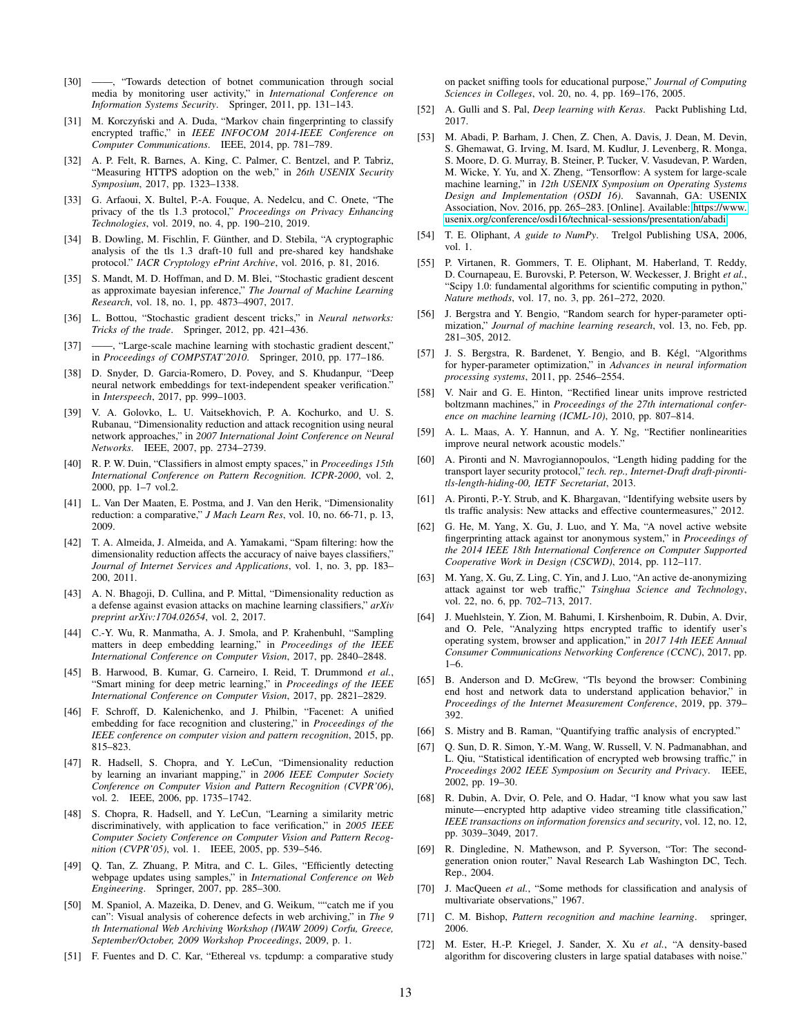[30] ——, "Towards detection of botnet communication through social media by monitoring user activity," in *International Conference on Information Systems Security*. Springer, 2011, pp. 131–143.

[31] M. Korczyński and A. Duda, "Markov chain fingerprinting to classify encrypted traffic," in *IEEE INFOCOM 2014-IEEE Conference on Computer Communications*. IEEE, 2014, pp. 781–789.

[32] A. P. Felt, R. Barnes, A. King, C. Palmer, C. Bentzel, and P. Tabriz, "Measuring HTTPS adoption on the web," in *26th USENIX Security Symposium*, 2017, pp. 1323–1338.

[33] G. Arfaoui, X. Bultel, P.-A. Fouque, A. Nedelcu, and C. Onete, "The privacy of the tls 1.3 protocol," *Proceedings on Privacy Enhancing Technologies*, vol. 2019, no. 4, pp. 190–210, 2019.

[34] B. Dowling, M. Fischlin, F. Günther, and D. Stebila, "A cryptographic analysis of the tls 1.3 draft-10 full and pre-shared key handshake protocol." *IACR Cryptology ePrint Archive*, vol. 2016, p. 81, 2016.

[35] S. Mandt, M. D. Hoffman, and D. M. Blei, "Stochastic gradient descent as approximate bayesian inference," *The Journal of Machine Learning Research*, vol. 18, no. 1, pp. 4873–4907, 2017.

[36] L. Bottou, "Stochastic gradient descent tricks," in *Neural networks: Tricks of the trade*. Springer, 2012, pp. 421–436.

[37] ——, "Large-scale machine learning with stochastic gradient descent," in *Proceedings of COMPSTAT'2010*. Springer, 2010, pp. 177–186.

[38] D. Snyder, D. Garcia-Romero, D. Povey, and S. Khudanpur, "Deep neural network embeddings for text-independent speaker verification." in *Interspeech*, 2017, pp. 999–1003.

[39] V. A. Golovko, L. U. Vaitsekhovich, P. A. Kochurko, and U. S. Rubanau, "Dimensionality reduction and attack recognition using neural network approaches," in *2007 International Joint Conference on Neural Networks*. IEEE, 2007, pp. 2734–2739.

[40] R. P. W. Duin, "Classifiers in almost empty spaces," in *Proceedings 15th International Conference on Pattern Recognition. ICPR-2000*, vol. 2, 2000, pp. 1–7 vol.2.

[41] L. Van Der Maaten, E. Postma, and J. Van den Herik, "Dimensionality reduction: a comparative," *J Mach Learn Res*, vol. 10, no. 66-71, p. 13, 2009.

[42] T. A. Almeida, J. Almeida, and A. Yamakami, "Spam filtering: how the dimensionality reduction affects the accuracy of naive bayes classifiers," *Journal of Internet Services and Applications*, vol. 1, no. 3, pp. 183–200, 2011.

[43] A. N. Bhagoji, D. Cullina, and P. Mittal, "Dimensionality reduction as a defense against evasion attacks on machine learning classifiers," *arXiv preprint arXiv:1704.02654*, vol. 2, 2017.

[44] C.-Y. Wu, R. Manmatha, A. J. Smola, and P. Krahenbuhl, "Sampling matters in deep embedding learning," in *Proceedings of the IEEE International Conference on Computer Vision*, 2017, pp. 2840–2848.

[45] B. Harwood, B. Kumar, G. Carneiro, I. Reid, T. Drummond *et al.*, "Smart mining for deep metric learning," in *Proceedings of the IEEE International Conference on Computer Vision*, 2017, pp. 2821–2829.

[46] F. Schroff, D. Kalenichenko, and J. Philbin, "Facenet: A unified embedding for face recognition and clustering," in *Proceedings of the IEEE conference on computer vision and pattern recognition*, 2015, pp. 815–823.

[47] R. Hadsell, S. Chopra, and Y. LeCun, "Dimensionality reduction by learning an invariant mapping," in *2006 IEEE Computer Society Conference on Computer Vision and Pattern Recognition (CVPR'06)*, vol. 2. IEEE, 2006, pp. 1735–1742.

[48] S. Chopra, R. Hadsell, and Y. LeCun, "Learning a similarity metric discriminatively, with application to face verification," in *2005 IEEE Computer Society Conference on Computer Vision and Pattern Recognition (CVPR'05)*, vol. 1. IEEE, 2005, pp. 539–546.

[49] Q. Tan, Z. Zhuang, P. Mitra, and C. L. Giles, "Efficiently detecting webpage updates using samples," in *International Conference on Web Engineering*. Springer, 2007, pp. 285–300.

[50] M. Spaniol, A. Mazeika, D. Denev, and G. Weikum, ""catch me if you can": Visual analysis of coherence defects in web archiving," in *The 9 th International Web Archiving Workshop (IWAW 2009) Corfu, Greece, September/October, 2009 Workshop Proceedings*, 2009, p. 1.

[51] F. Fuentes and D. C. Kar, "Ethereal vs. tcpdump: a comparative study on packet sniffing tools for educational purpose," *Journal of Computing Sciences in Colleges*, vol. 20, no. 4, pp. 169–176, 2005.

[52] A. Gulli and S. Pal, *Deep learning with Keras*. Packt Publishing Ltd, 2017.

[53] M. Abadi, P. Barham, J. Chen, Z. Chen, A. Davis, J. Dean, M. Devin, S. Ghemawat, G. Irving, M. Isard, M. Kudlur, J. Levenberg, R. Monga, S. Moore, D. G. Murray, B. Steiner, P. Tucker, V. Vasudevan, P. Warden, M. Wicke, Y. Yu, and X. Zheng, "Tensorflow: A system for large-scale machine learning," in *12th USENIX Symposium on Operating Systems Design and Implementation (OSDI 16)*. Savannah, GA: USENIX Association, Nov. 2016, pp. 265–283. [Online]. Available: https://www.usenix.org/conference/osdi16/technical-sessions/presentation/abadi

[54] T. E. Oliphant, *A guide to NumPy*. Trelgol Publishing USA, 2006, vol. 1.

[55] P. Virtanen, R. Gommers, T. E. Oliphant, M. Haberland, T. Reddy, D. Cournapeau, E. Burovski, P. Peterson, W. Weckesser, J. Bright *et al.*, "Scipy 1.0: fundamental algorithms for scientific computing in python," *Nature methods*, vol. 17, no. 3, pp. 261–272, 2020.

[56] J. Bergstra and Y. Bengio, "Random search for hyper-parameter optimization," *Journal of machine learning research*, vol. 13, no. Feb, pp. 281–305, 2012.

[57] J. S. Bergstra, R. Bardenet, Y. Bengio, and B. Kégl, "Algorithms for hyper-parameter optimization," in *Advances in neural information processing systems*, 2011, pp. 2546–2554.

[58] V. Nair and G. E. Hinton, "Rectified linear units improve restricted boltzmann machines," in *Proceedings of the 27th international conference on machine learning (ICML-10)*, 2010, pp. 807–814.

[59] A. L. Maas, A. Y. Hannun, and A. Y. Ng, "Rectifier nonlinearities improve neural network acoustic models."

[60] A. Pironti and N. Mavrogiannopoulos, "Length hiding padding for the transport layer security protocol," *tech. rep., Internet-Draft draft-pironti-tls-length-hiding-00, IETF Secretariat*, 2013.

[61] A. Pironti, P.-Y. Strub, and K. Bhargavan, "Identifying website users by tls traffic analysis: New attacks and effective countermeasures," 2012.

[62] G. He, M. Yang, X. Gu, J. Luo, and Y. Ma, "A novel active website fingerprinting attack against tor anonymous system," in *Proceedings of the 2014 IEEE 18th International Conference on Computer Supported Cooperative Work in Design (CSCWD)*, 2014, pp. 112–117.

[63] M. Yang, X. Gu, Z. Ling, C. Yin, and J. Luo, "An active de-anonymizing attack against tor web traffic," *Tsinghua Science and Technology*, vol. 22, no. 6, pp. 702–713, 2017.

[64] J. Muehlstein, Y. Zion, M. Bahumi, I. Kirshenboim, R. Dubin, A. Dvir, and O. Pele, "Analyzing https encrypted traffic to identify user's operating system, browser and application," in *2017 14th IEEE Annual Consumer Communications Networking Conference (CCNC)*, 2017, pp. 1–6.

[65] B. Anderson and D. McGrew, "Tls beyond the browser: Combining end host and network data to understand application behavior," in *Proceedings of the Internet Measurement Conference*, 2019, pp. 379–392.

[66] S. Mistry and B. Raman, "Quantifying traffic analysis of encrypted."

[67] Q. Sun, D. R. Simon, Y.-M. Wang, W. Russell, V. N. Padmanabhan, and L. Qiu, "Statistical identification of encrypted web browsing traffic," in *Proceedings 2002 IEEE Symposium on Security and Privacy*. IEEE, 2002, pp. 19–30.

[68] R. Dubin, A. Dvir, O. Pele, and O. Hadar, "I know what you saw last minute—encrypted http adaptive video streaming title classification," *IEEE transactions on information forensics and security*, vol. 12, no. 12, pp. 3039–3049, 2017.

[69] R. Dingledine, N. Mathewson, and P. Syverson, "Tor: The second-generation onion router," Naval Research Lab Washington DC, Tech. Rep., 2004.

[70] J. MacQueen *et al.*, "Some methods for classification and analysis of multivariate observations," 1967.

[71] C. M. Bishop, *Pattern recognition and machine learning*. springer, 2006.

[72] M. Ester, H.-P. Kriegel, J. Sander, X. Xu *et al.*, "A density-based algorithm for discovering clusters in large spatial databases with noise."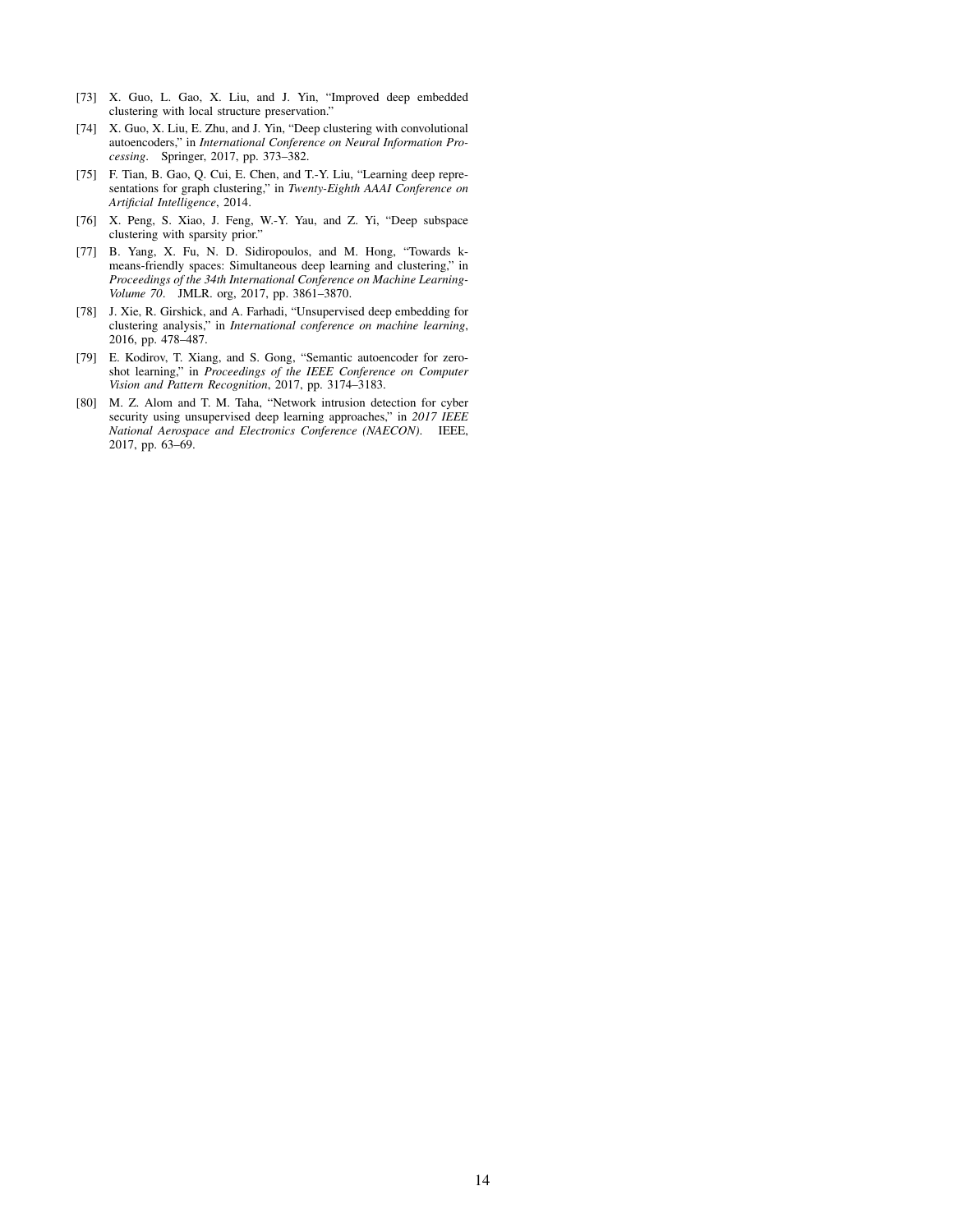[73] X. Guo, L. Gao, X. Liu, and J. Yin, "Improved deep embedded clustering with local structure preservation."

[74] X. Guo, X. Liu, E. Zhu, and J. Yin, "Deep clustering with convolutional autoencoders," in *International Conference on Neural Information Processing*. Springer, 2017, pp. 373–382.

[75] F. Tian, B. Gao, Q. Cui, E. Chen, and T.-Y. Liu, "Learning deep representations for graph clustering," in *Twenty-Eighth AAAI Conference on Artificial Intelligence*, 2014.

[76] X. Peng, S. Xiao, J. Feng, W.-Y. Yau, and Z. Yi, "Deep subspace clustering with sparsity prior."

[77] B. Yang, X. Fu, N. D. Sidiropoulos, and M. Hong, "Towards k-means-friendly spaces: Simultaneous deep learning and clustering," in *Proceedings of the 34th International Conference on Machine Learning-Volume 70*. JMLR. org, 2017, pp. 3861–3870.

[78] J. Xie, R. Girshick, and A. Farhadi, "Unsupervised deep embedding for clustering analysis," in *International conference on machine learning*, 2016, pp. 478–487.

[79] E. Kodirov, T. Xiang, and S. Gong, "Semantic autoencoder for zero-shot learning," in *Proceedings of the IEEE Conference on Computer Vision and Pattern Recognition*, 2017, pp. 3174–3183.

[80] M. Z. Alom and T. M. Taha, "Network intrusion detection for cyber security using unsupervised deep learning approaches," in *2017 IEEE National Aerospace and Electronics Conference (NAECON)*. IEEE, 2017, pp. 63–69.